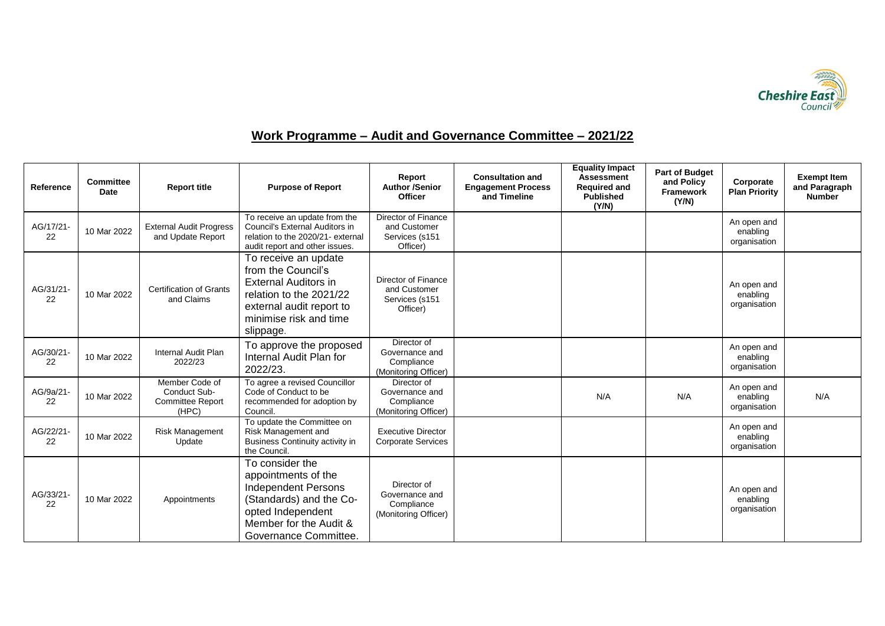## Work Programme – Audit and Governance Committee – 2021/22

| Reference | Committee Date | Report title | Purpose of Report | Report Author /Senior Officer | Consultation and Engagement Process and Timeline | Equality Impact Assessment Required and Published (Y/N) | Part of Budget and Policy Framework (Y/N) | Corporate Plan Priority | Exempt Item and Paragraph Number |
|---|---|---|---|---|---|---|---|---|---|
| AG/17/21-22 | 10 Mar 2022 | External Audit Progress and Update Report | To receive an update from the Council's External Auditors in relation to the 2020/21- external audit report and other issues. | Director of Finance and Customer Services (s151 Officer) | | | | An open and enabling organisation | |
| AG/31/21-22 | 10 Mar 2022 | Certification of Grants and Claims | To receive an update from the Council's External Auditors in relation to the 2021/22 external audit report to minimise risk and time slippage. | Director of Finance and Customer Services (s151 Officer) | | | | An open and enabling organisation | |
| AG/30/21-22 | 10 Mar 2022 | Internal Audit Plan 2022/23 | To approve the proposed Internal Audit Plan for 2022/23. | Director of Governance and Compliance (Monitoring Officer) | | | | An open and enabling organisation | |
| AG/9a/21-22 | 10 Mar 2022 | Member Code of Conduct Sub-Committee Report (HPC) | To agree a revised Councillor Code of Conduct to be recommended for adoption by Council. | Director of Governance and Compliance (Monitoring Officer) | | N/A | N/A | An open and enabling organisation | N/A |
| AG/22/21-22 | 10 Mar 2022 | Risk Management Update | To update the Committee on Risk Management and Business Continuity activity in the Council. | Executive Director Corporate Services | | | | An open and enabling organisation | |
| AG/33/21-22 | 10 Mar 2022 | Appointments | To consider the appointments of the Independent Persons (Standards) and the Co-opted Independent Member for the Audit & Governance Committee. | Director of Governance and Compliance (Monitoring Officer) | | | | An open and enabling organisation | |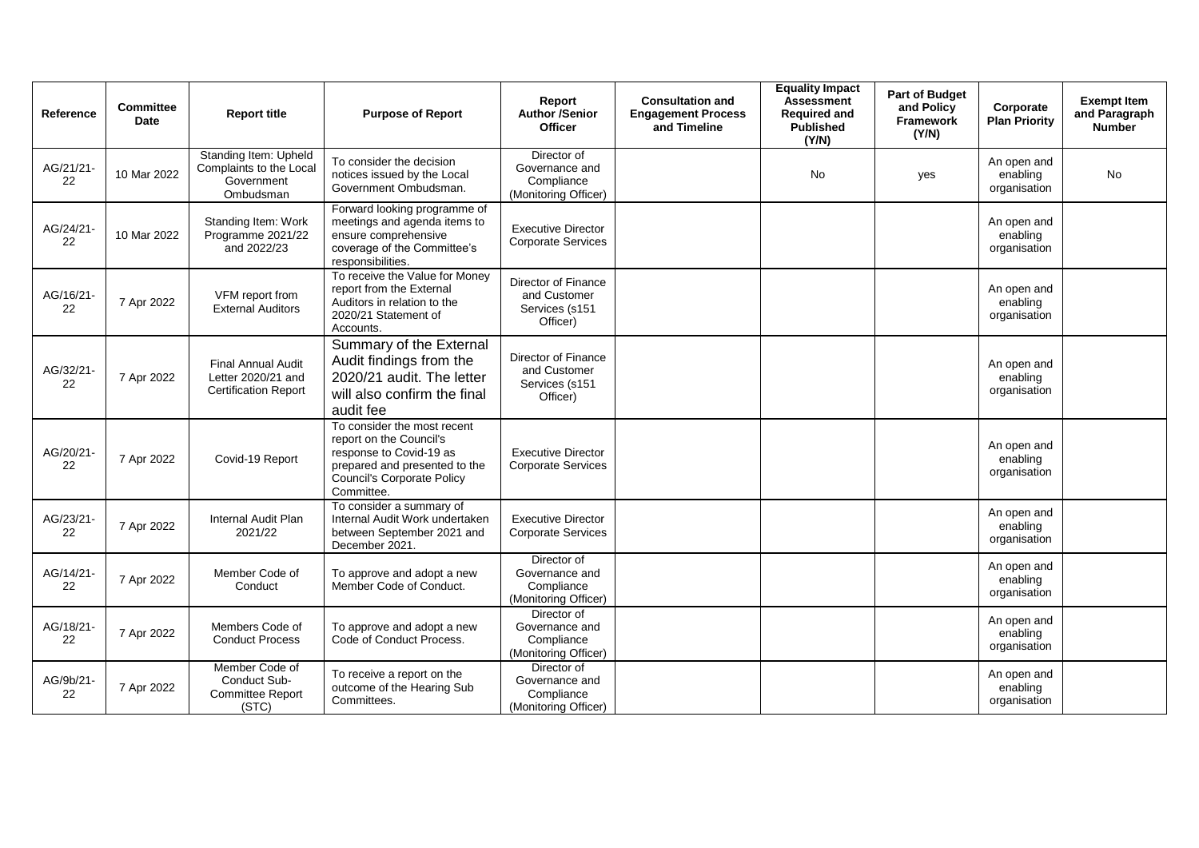| Reference | Committee Date | Report title | Purpose of Report | Report Author /Senior Officer | Consultation and Engagement Process and Timeline | Equality Impact Assessment Required and Published (Y/N) | Part of Budget and Policy Framework (Y/N) | Corporate Plan Priority | Exempt Item and Paragraph Number |
|---|---|---|---|---|---|---|---|---|---|
| AG/21/21-22 | 10 Mar 2022 | Standing Item: Upheld Complaints to the Local Government Ombudsman | To consider the decision notices issued by the Local Government Ombudsman. | Director of Governance and Compliance (Monitoring Officer) | | No | yes | An open and enabling organisation | No |
| AG/24/21-22 | 10 Mar 2022 | Standing Item: Work Programme 2021/22 and 2022/23 | Forward looking programme of meetings and agenda items to ensure comprehensive coverage of the Committee's responsibilities. | Executive Director Corporate Services | | | | An open and enabling organisation | |
| AG/16/21-22 | 7 Apr 2022 | VFM report from External Auditors | To receive the Value for Money report from the External Auditors in relation to the 2020/21 Statement of Accounts. | Director of Finance and Customer Services (s151 Officer) | | | | An open and enabling organisation | |
| AG/32/21-22 | 7 Apr 2022 | Final Annual Audit Letter 2020/21 and Certification Report | Summary of the External Audit findings from the 2020/21 audit. The letter will also confirm the final audit fee | Director of Finance and Customer Services (s151 Officer) | | | | An open and enabling organisation | |
| AG/20/21-22 | 7 Apr 2022 | Covid-19 Report | To consider the most recent report on the Council's response to Covid-19 as prepared and presented to the Council's Corporate Policy Committee. | Executive Director Corporate Services | | | | An open and enabling organisation | |
| AG/23/21-22 | 7 Apr 2022 | Internal Audit Plan 2021/22 | To consider a summary of Internal Audit Work undertaken between September 2021 and December 2021. | Executive Director Corporate Services | | | | An open and enabling organisation | |
| AG/14/21-22 | 7 Apr 2022 | Member Code of Conduct | To approve and adopt a new Member Code of Conduct. | Director of Governance and Compliance (Monitoring Officer) | | | | An open and enabling organisation | |
| AG/18/21-22 | 7 Apr 2022 | Members Code of Conduct Process | To approve and adopt a new Code of Conduct Process. | Director of Governance and Compliance (Monitoring Officer) | | | | An open and enabling organisation | |
| AG/9b/21-22 | 7 Apr 2022 | Member Code of Conduct Sub-Committee Report (STC) | To receive a report on the outcome of the Hearing Sub Committees. | Director of Governance and Compliance (Monitoring Officer) | | | | An open and enabling organisation | |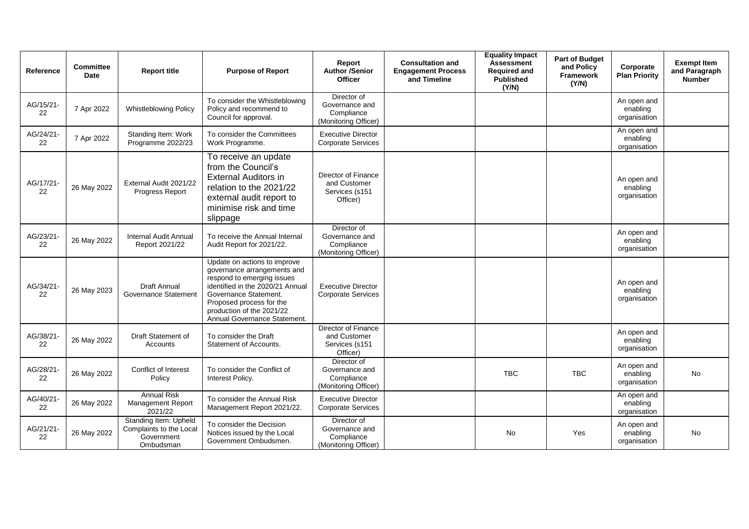| Reference | Committee Date | Report title | Purpose of Report | Report Author /Senior Officer | Consultation and Engagement Process and Timeline | Equality Impact Assessment Required and Published (Y/N) | Part of Budget and Policy Framework (Y/N) | Corporate Plan Priority | Exempt Item and Paragraph Number |
|---|---|---|---|---|---|---|---|---|---|
| AG/15/21-22 | 7 Apr 2022 | Whistleblowing Policy | To consider the Whistleblowing Policy and recommend to Council for approval. | Director of Governance and Compliance (Monitoring Officer) | | | | An open and enabling organisation | |
| AG/24/21-22 | 7 Apr 2022 | Standing Item: Work Programme 2022/23 | To consider the Committees Work Programme. | Executive Director Corporate Services | | | | An open and enabling organisation | |
| AG/17/21-22 | 26 May 2022 | External Audit 2021/22 Progress Report | To receive an update from the Council's External Auditors in relation to the 2021/22 external audit report to minimise risk and time slippage | Director of Finance and Customer Services (s151 Officer) | | | | An open and enabling organisation | |
| AG/23/21-22 | 26 May 2022 | Internal Audit Annual Report 2021/22 | To receive the Annual Internal Audit Report for 2021/22. | Director of Governance and Compliance (Monitoring Officer) | | | | An open and enabling organisation | |
| AG/34/21-22 | 26 May 2023 | Draft Annual Governance Statement | Update on actions to improve governance arrangements and respond to emerging issues identified in the 2020/21 Annual Governance Statement. Proposed process for the production of the 2021/22 Annual Governance Statement. | Executive Director Corporate Services | | | | An open and enabling organisation | |
| AG/38/21-22 | 26 May 2022 | Draft Statement of Accounts | To consider the Draft Statement of Accounts. | Director of Finance and Customer Services (s151 Officer) | | | | An open and enabling organisation | |
| AG/28/21-22 | 26 May 2022 | Conflict of Interest Policy | To consider the Conflict of Interest Policy. | Director of Governance and Compliance (Monitoring Officer) | | TBC | TBC | An open and enabling organisation | No |
| AG/40/21-22 | 26 May 2022 | Annual Risk Management Report 2021/22 | To consider the Annual Risk Management Report 2021/22. | Executive Director Corporate Services | | | | An open and enabling organisation | |
| AG/21/21-22 | 26 May 2022 | Standing Item: Upheld Complaints to the Local Government Ombudsman | To consider the Decision Notices issued by the Local Government Ombudsmen. | Director of Governance and Compliance (Monitoring Officer) | | No | Yes | An open and enabling organisation | No |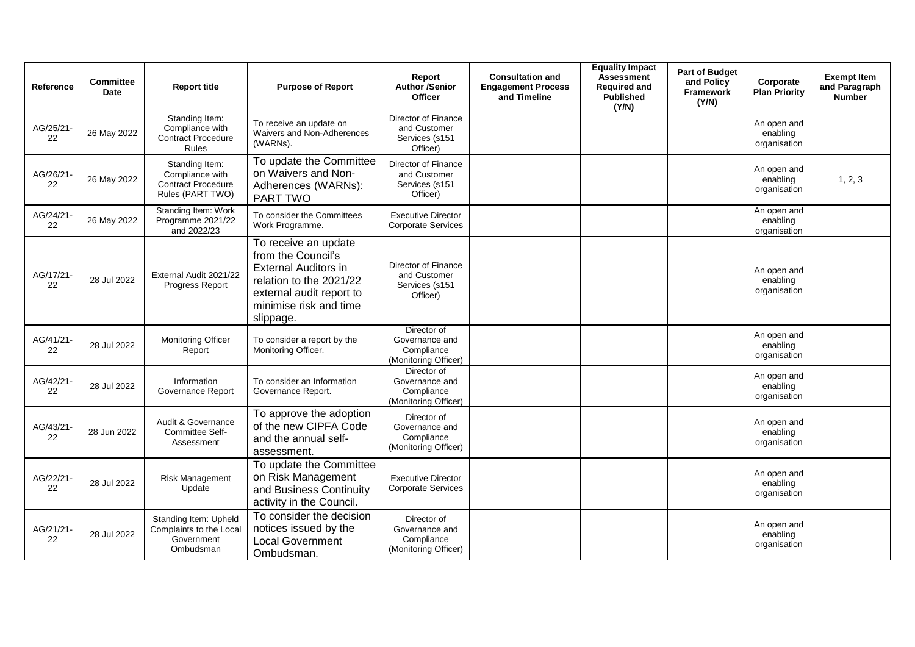| Reference | Committee Date | Report title | Purpose of Report | Report Author /Senior Officer | Consultation and Engagement Process and Timeline | Equality Impact Assessment Required and Published (Y/N) | Part of Budget and Policy Framework (Y/N) | Corporate Plan Priority | Exempt Item and Paragraph Number |
|---|---|---|---|---|---|---|---|---|---|
| AG/25/21-22 | 26 May 2022 | Standing Item: Compliance with Contract Procedure Rules | To receive an update on Waivers and Non-Adherences (WARNs). | Director of Finance and Customer Services (s151 Officer) | | | | An open and enabling organisation | |
| AG/26/21-22 | 26 May 2022 | Standing Item: Compliance with Contract Procedure Rules (PART TWO) | To update the Committee on Waivers and Non-Adherences (WARNs): PART TWO | Director of Finance and Customer Services (s151 Officer) | | | | An open and enabling organisation | 1, 2, 3 |
| AG/24/21-22 | 26 May 2022 | Standing Item: Work Programme 2021/22 and 2022/23 | To consider the Committees Work Programme. | Executive Director Corporate Services | | | | An open and enabling organisation | |
| AG/17/21-22 | 28 Jul 2022 | External Audit 2021/22 Progress Report | To receive an update from the Council's External Auditors in relation to the 2021/22 external audit report to minimise risk and time slippage. | Director of Finance and Customer Services (s151 Officer) | | | | An open and enabling organisation | |
| AG/41/21-22 | 28 Jul 2022 | Monitoring Officer Report | To consider a report by the Monitoring Officer. | Director of Governance and Compliance (Monitoring Officer) | | | | An open and enabling organisation | |
| AG/42/21-22 | 28 Jul 2022 | Information Governance Report | To consider an Information Governance Report. | Director of Governance and Compliance (Monitoring Officer) | | | | An open and enabling organisation | |
| AG/43/21-22 | 28 Jun 2022 | Audit & Governance Committee Self-Assessment | To approve the adoption of the new CIPFA Code and the annual self-assessment. | Director of Governance and Compliance (Monitoring Officer) | | | | An open and enabling organisation | |
| AG/22/21-22 | 28 Jul 2022 | Risk Management Update | To update the Committee on Risk Management and Business Continuity activity in the Council. | Executive Director Corporate Services | | | | An open and enabling organisation | |
| AG/21/21-22 | 28 Jul 2022 | Standing Item: Upheld Complaints to the Local Government Ombudsman | To consider the decision notices issued by the Local Government Ombudsman. | Director of Governance and Compliance (Monitoring Officer) | | | | An open and enabling organisation | |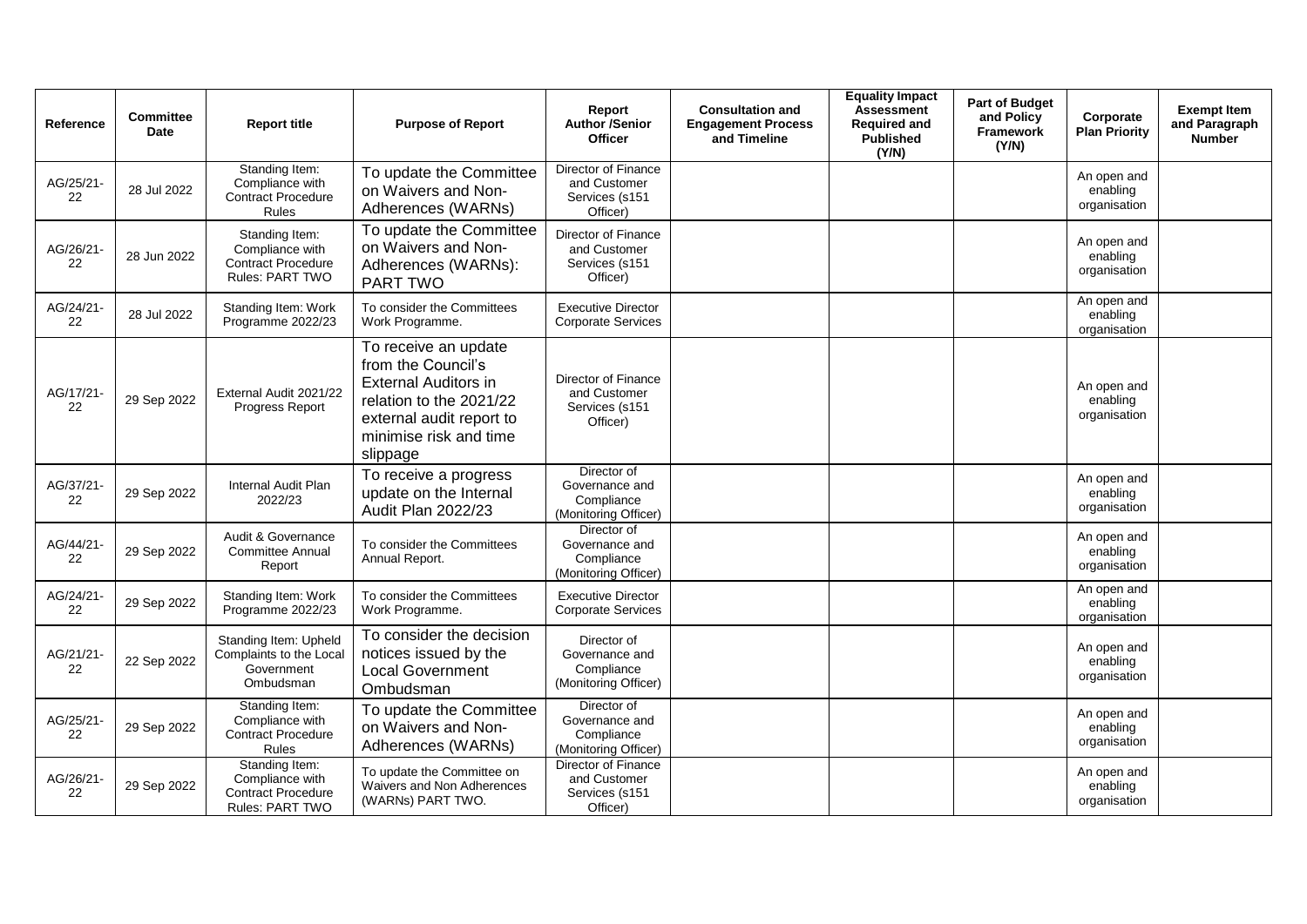| Reference | Committee Date | Report title | Purpose of Report | Report Author /Senior Officer | Consultation and Engagement Process and Timeline | Equality Impact Assessment Required and Published (Y/N) | Part of Budget and Policy Framework (Y/N) | Corporate Plan Priority | Exempt Item and Paragraph Number |
|---|---|---|---|---|---|---|---|---|---|
| AG/25/21-22 | 28 Jul 2022 | Standing Item: Compliance with Contract Procedure Rules | To update the Committee on Waivers and Non-Adherences (WARNs) | Director of Finance and Customer Services (s151 Officer) | | | | An open and enabling organisation | |
| AG/26/21-22 | 28 Jun 2022 | Standing Item: Compliance with Contract Procedure Rules: PART TWO | To update the Committee on Waivers and Non-Adherences (WARNs): PART TWO | Director of Finance and Customer Services (s151 Officer) | | | | An open and enabling organisation | |
| AG/24/21-22 | 28 Jul 2022 | Standing Item: Work Programme 2022/23 | To consider the Committees Work Programme. | Executive Director Corporate Services | | | | An open and enabling organisation | |
| AG/17/21-22 | 29 Sep 2022 | External Audit 2021/22 Progress Report | To receive an update from the Council's External Auditors in relation to the 2021/22 external audit report to minimise risk and time slippage | Director of Finance and Customer Services (s151 Officer) | | | | An open and enabling organisation | |
| AG/37/21-22 | 29 Sep 2022 | Internal Audit Plan 2022/23 | To receive a progress update on the Internal Audit Plan 2022/23 | Director of Governance and Compliance (Monitoring Officer) | | | | An open and enabling organisation | |
| AG/44/21-22 | 29 Sep 2022 | Audit & Governance Committee Annual Report | To consider the Committees Annual Report. | Director of Governance and Compliance (Monitoring Officer) | | | | An open and enabling organisation | |
| AG/24/21-22 | 29 Sep 2022 | Standing Item: Work Programme 2022/23 | To consider the Committees Work Programme. | Executive Director Corporate Services | | | | An open and enabling organisation | |
| AG/21/21-22 | 22 Sep 2022 | Standing Item: Upheld Complaints to the Local Government Ombudsman | To consider the decision notices issued by the Local Government Ombudsman | Director of Governance and Compliance (Monitoring Officer) | | | | An open and enabling organisation | |
| AG/25/21-22 | 29 Sep 2022 | Standing Item: Compliance with Contract Procedure Rules | To update the Committee on Waivers and Non-Adherences (WARNs) | Director of Governance and Compliance (Monitoring Officer) | | | | An open and enabling organisation | |
| AG/26/21-22 | 29 Sep 2022 | Standing Item: Compliance with Contract Procedure Rules: PART TWO | To update the Committee on Waivers and Non Adherences (WARNs) PART TWO. | Director of Finance and Customer Services (s151 Officer) | | | | An open and enabling organisation | |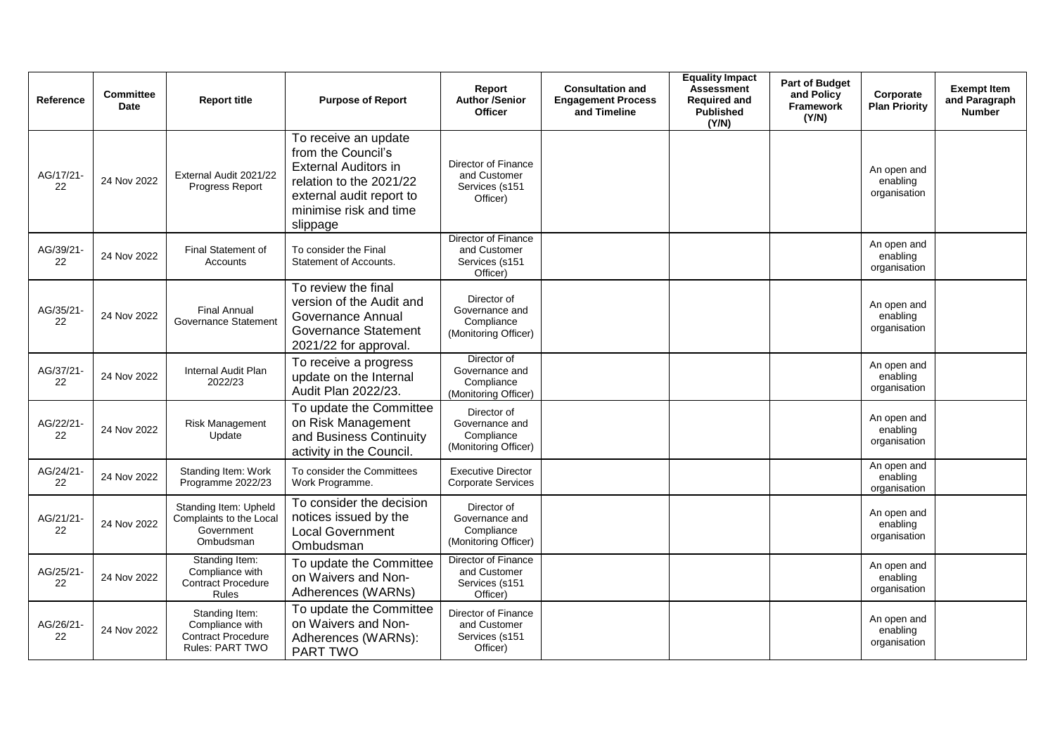| Reference | Committee Date | Report title | Purpose of Report | Report Author /Senior Officer | Consultation and Engagement Process and Timeline | Equality Impact Assessment Required and Published (Y/N) | Part of Budget and Policy Framework (Y/N) | Corporate Plan Priority | Exempt Item and Paragraph Number |
|---|---|---|---|---|---|---|---|---|---|
| AG/17/21-22 | 24 Nov 2022 | External Audit 2021/22 Progress Report | To receive an update from the Council's External Auditors in relation to the 2021/22 external audit report to minimise risk and time slippage | Director of Finance and Customer Services (s151 Officer) | | | | An open and enabling organisation | |
| AG/39/21-22 | 24 Nov 2022 | Final Statement of Accounts | To consider the Final Statement of Accounts. | Director of Finance and Customer Services (s151 Officer) | | | | An open and enabling organisation | |
| AG/35/21-22 | 24 Nov 2022 | Final Annual Governance Statement | To review the final version of the Audit and Governance Annual Governance Statement 2021/22 for approval. | Director of Governance and Compliance (Monitoring Officer) | | | | An open and enabling organisation | |
| AG/37/21-22 | 24 Nov 2022 | Internal Audit Plan 2022/23 | To receive a progress update on the Internal Audit Plan 2022/23. | Director of Governance and Compliance (Monitoring Officer) | | | | An open and enabling organisation | |
| AG/22/21-22 | 24 Nov 2022 | Risk Management Update | To update the Committee on Risk Management and Business Continuity activity in the Council. | Director of Governance and Compliance (Monitoring Officer) | | | | An open and enabling organisation | |
| AG/24/21-22 | 24 Nov 2022 | Standing Item: Work Programme 2022/23 | To consider the Committees Work Programme. | Executive Director Corporate Services | | | | An open and enabling organisation | |
| AG/21/21-22 | 24 Nov 2022 | Standing Item: Upheld Complaints to the Local Government Ombudsman | To consider the decision notices issued by the Local Government Ombudsman | Director of Governance and Compliance (Monitoring Officer) | | | | An open and enabling organisation | |
| AG/25/21-22 | 24 Nov 2022 | Standing Item: Compliance with Contract Procedure Rules | To update the Committee on Waivers and Non-Adherences (WARNs) | Director of Finance and Customer Services (s151 Officer) | | | | An open and enabling organisation | |
| AG/26/21-22 | 24 Nov 2022 | Standing Item: Compliance with Contract Procedure Rules: PART TWO | To update the Committee on Waivers and Non-Adherences (WARNs): PART TWO | Director of Finance and Customer Services (s151 Officer) | | | | An open and enabling organisation | |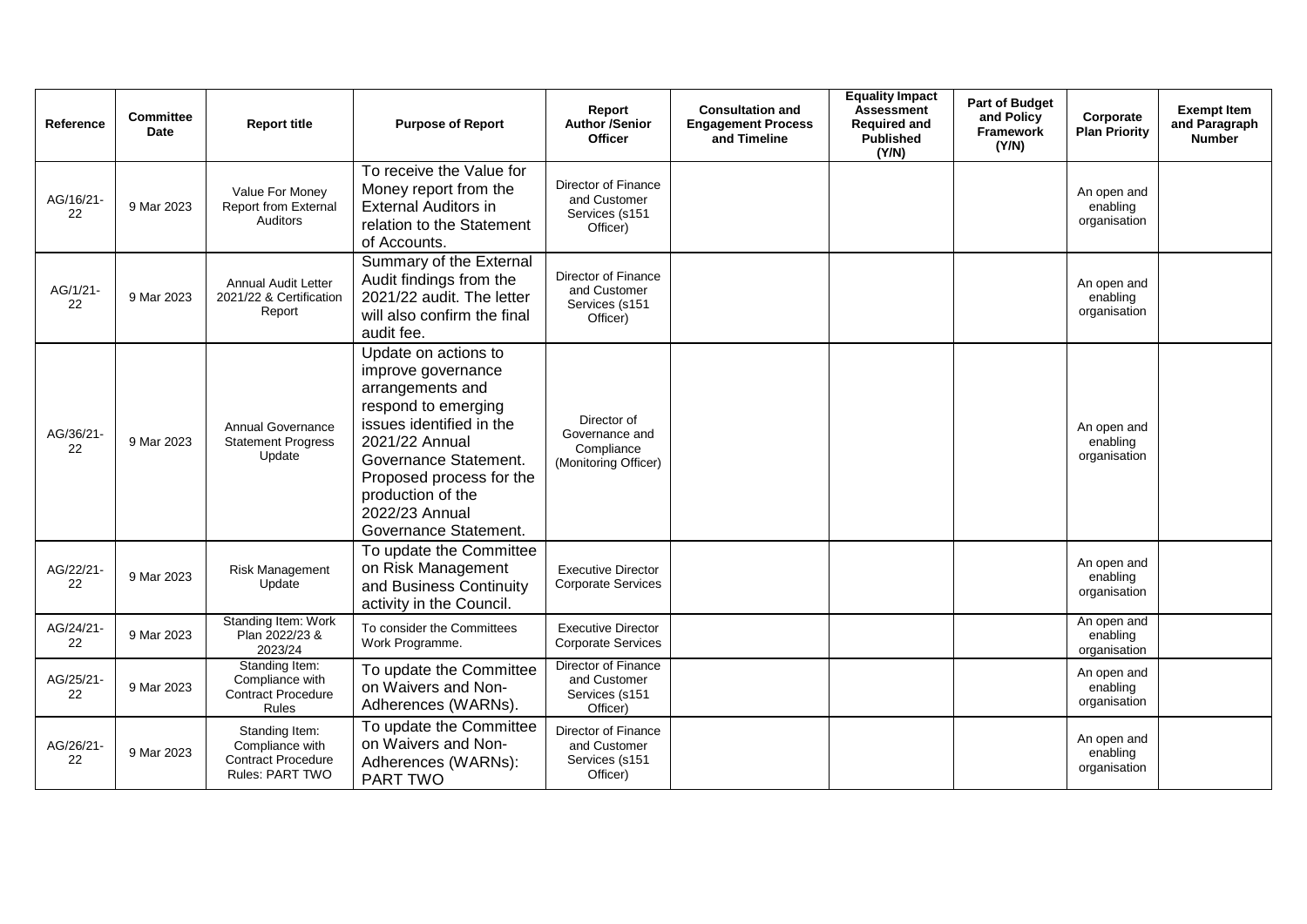| Reference | Committee Date | Report title | Purpose of Report | Report Author /Senior Officer | Consultation and Engagement Process and Timeline | Equality Impact Assessment Required and Published (Y/N) | Part of Budget and Policy Framework (Y/N) | Corporate Plan Priority | Exempt Item and Paragraph Number |
|---|---|---|---|---|---|---|---|---|---|
| AG/16/21-22 | 9 Mar 2023 | Value For Money Report from External Auditors | To receive the Value for Money report from the External Auditors in relation to the Statement of Accounts. | Director of Finance and Customer Services (s151 Officer) | | | | An open and enabling organisation | |
| AG/1/21-22 | 9 Mar 2023 | Annual Audit Letter 2021/22 & Certification Report | Summary of the External Audit findings from the 2021/22 audit. The letter will also confirm the final audit fee. | Director of Finance and Customer Services (s151 Officer) | | | | An open and enabling organisation | |
| AG/36/21-22 | 9 Mar 2023 | Annual Governance Statement Progress Update | Update on actions to improve governance arrangements and respond to emerging issues identified in the 2021/22 Annual Governance Statement. Proposed process for the production of the 2022/23 Annual Governance Statement. | Director of Governance and Compliance (Monitoring Officer) | | | | An open and enabling organisation | |
| AG/22/21-22 | 9 Mar 2023 | Risk Management Update | To update the Committee on Risk Management and Business Continuity activity in the Council. | Executive Director Corporate Services | | | | An open and enabling organisation | |
| AG/24/21-22 | 9 Mar 2023 | Standing Item: Work Plan 2022/23 & 2023/24 | To consider the Committees Work Programme. | Executive Director Corporate Services | | | | An open and enabling organisation | |
| AG/25/21-22 | 9 Mar 2023 | Standing Item: Compliance with Contract Procedure Rules | To update the Committee on Waivers and Non-Adherences (WARNs). | Director of Finance and Customer Services (s151 Officer) | | | | An open and enabling organisation | |
| AG/26/21-22 | 9 Mar 2023 | Standing Item: Compliance with Contract Procedure Rules: PART TWO | To update the Committee on Waivers and Non-Adherences (WARNs): PART TWO | Director of Finance and Customer Services (s151 Officer) | | | | An open and enabling organisation | |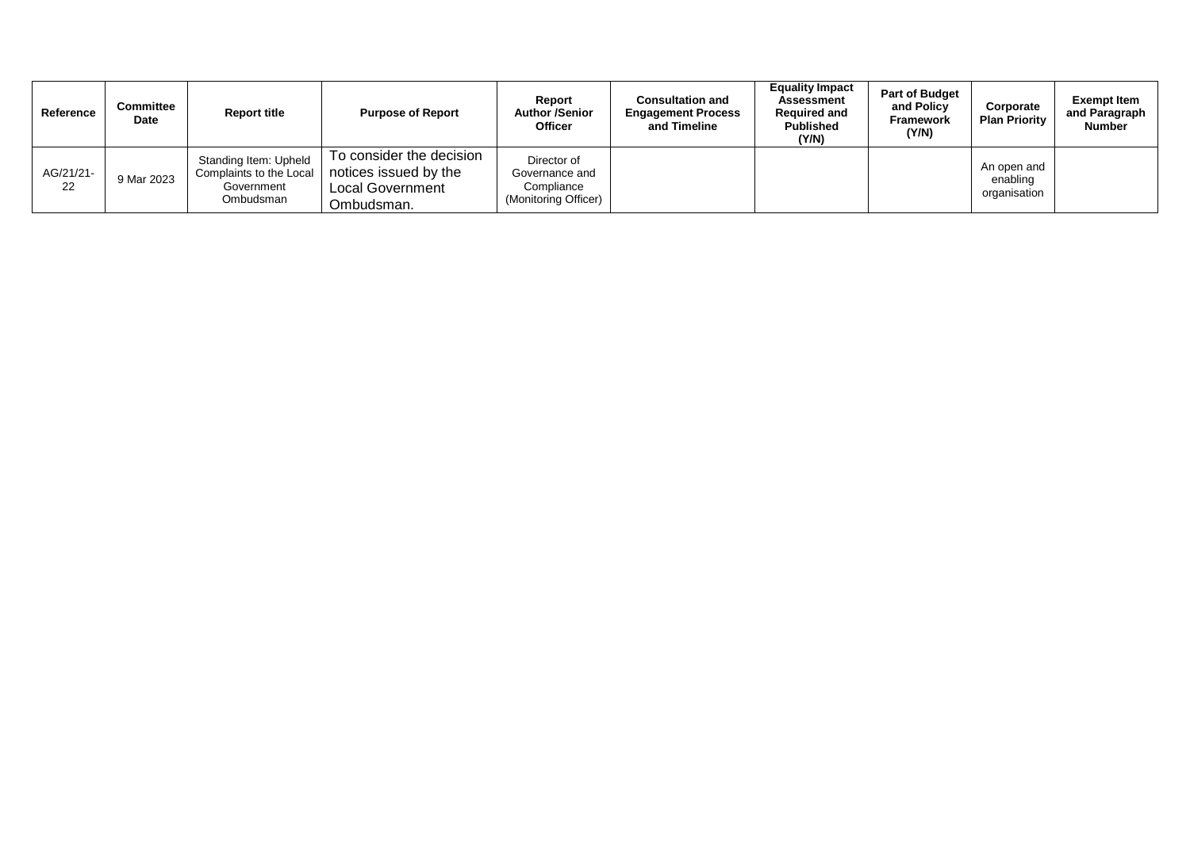| Reference | Committee Date | Report title | Purpose of Report | Report Author /Senior Officer | Consultation and Engagement Process and Timeline | Equality Impact Assessment Required and Published (Y/N) | Part of Budget and Policy Framework (Y/N) | Corporate Plan Priority | Exempt Item and Paragraph Number |
|---|---|---|---|---|---|---|---|---|---|
| AG/21/21-22 | 9 Mar 2023 | Standing Item: Upheld Complaints to the Local Government Ombudsman | To consider the decision notices issued by the Local Government Ombudsman. | Director of Governance and Compliance (Monitoring Officer) | | | | An open and enabling organisation | |